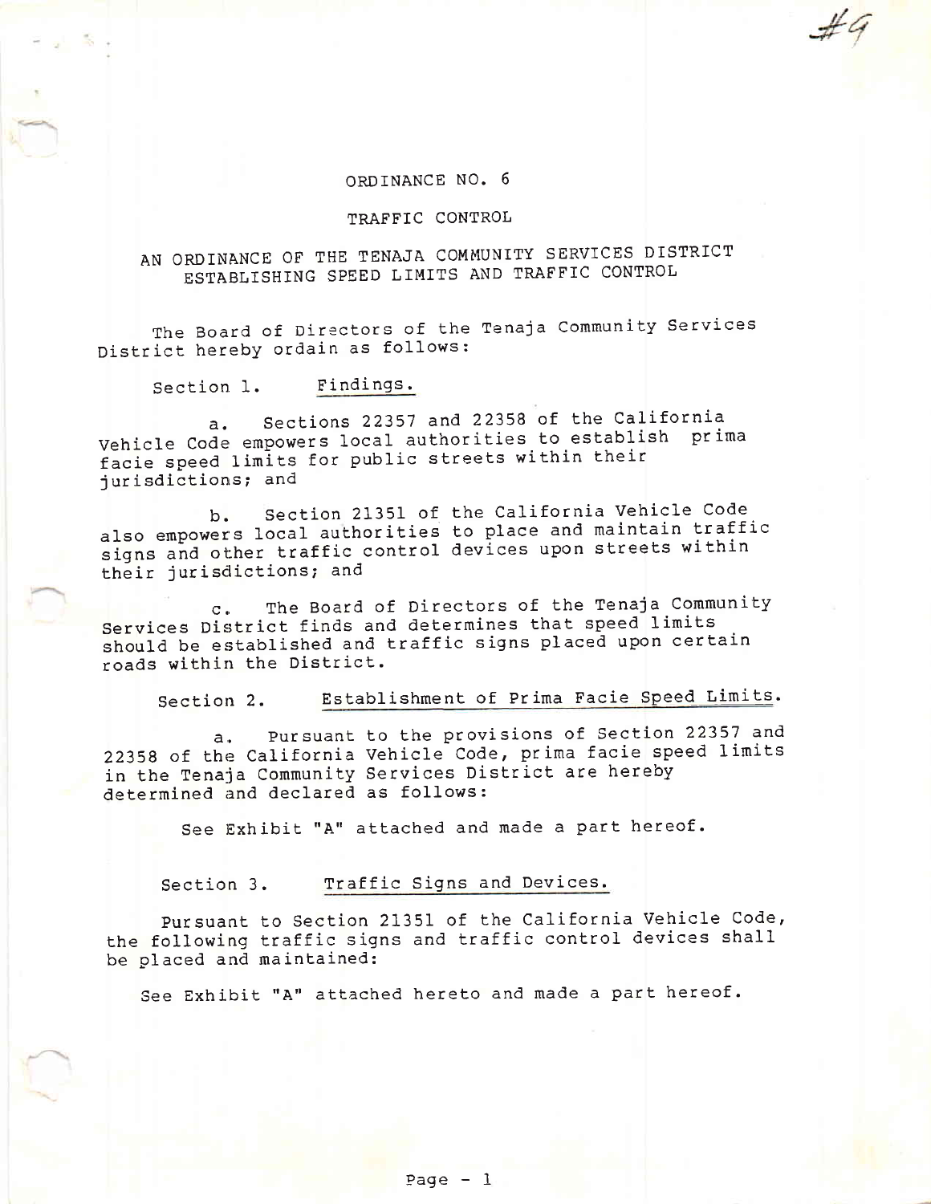#9

# ORDINANCE NO. 6

## TRAFFIC CONTROL

## AN ORDINANCE OF THE TENAJA COMMUNITY SERVICES DISTRICT ESTABLISHING SPEED LIMITS AND TRAFFIC CONTROL

The Board of Directors of the Tenaja Community Services District hereby ordain as follows:

Section 1. Findings.

a. Sections 22357 and 22358 of the California Vehicle Code empowers local authorities to establish prima facie speed limits for public streets within their jurisdictions; and

b. Section 21351 of the California Vehicle Code also empowers local authorities to place and maintain traffic signs and other traffic control devices upon streets within their jurisdictions; and

c. The Board of Directors of the Tenaja Community Services District finds and determines that speed limits should be established and traffic signs placed upon certain roads within the District.

Section 2. Establishment of Prima Facie Speed Limits.

a. Pursuant to the provisions of Section 22357 and 22358 of the California Vehicle Code, prima facie speed limits in the Tenaja Community Services District are hereby determined and declared as follows:

See Exhibit "A" attached and made a part hereof.

Section 3. Traffic Signs and Devices.

Pursuant to Section 21351 of the California Vehicle Code, the following traffic signs and traffic control devices shall be placed and maintained:

See Exhibit "A" attached hereto and made a part hereof.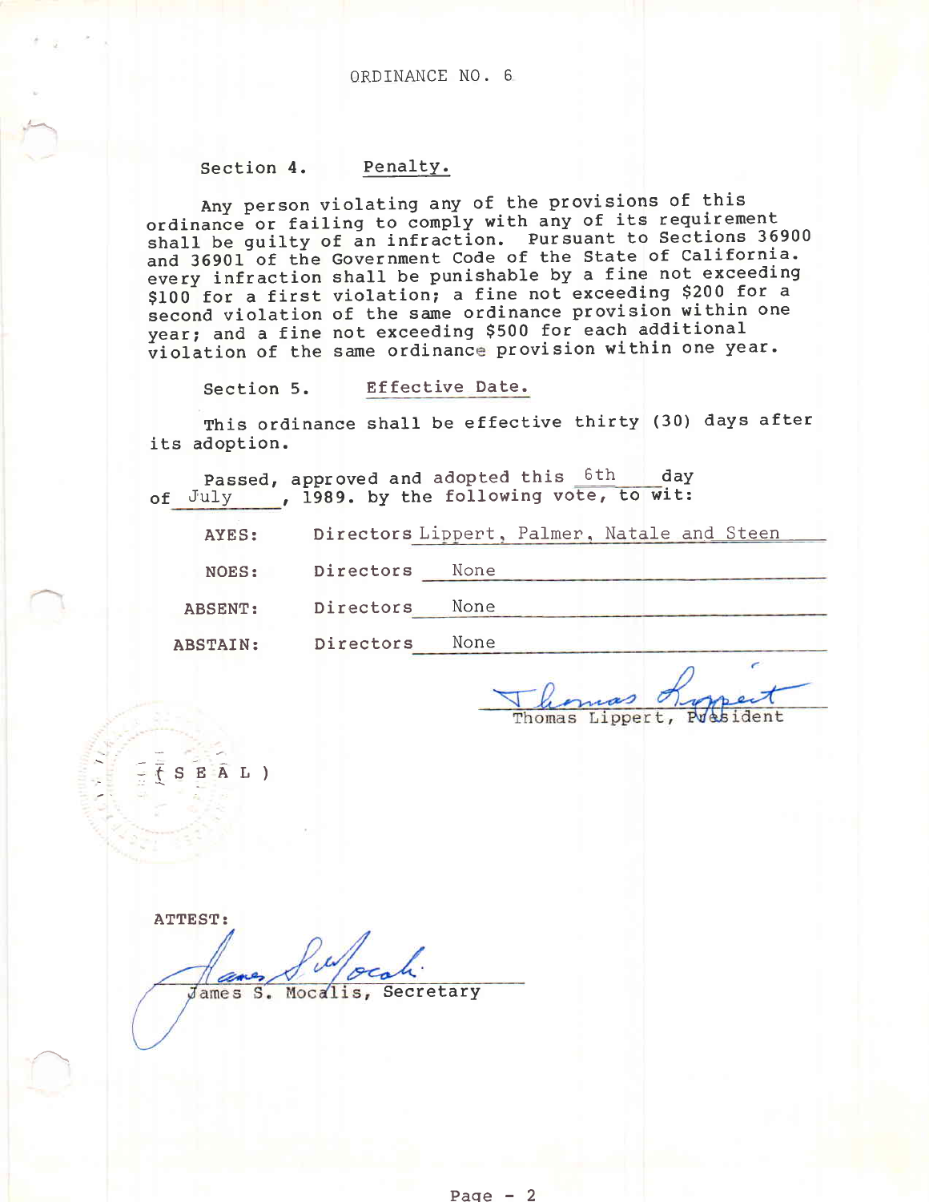ORDINANCE NO. 6

Section 4. Penalty.

Any person violating any of the provisions of this ordinance or failing to comply with any of its requirement shall be guilty of an infraction. Pursuant to Sections 36900 and 36901 of the Government Code of the State of California. every infraction shall be punishable by a fine not exceeding $100 for a first violation; a fine not exceeding $200 for a second violation of the same ordinance provision within one year; and a fine not exceeding $500 for each additional violation of the same ordinance provision within one year.

Section 5. Effective Date.

This ordinance shall be effective thirty (30) days after its adoption.

Passed, approved and adopted this 6th day of July, 1989. by the following vote, to wit:

AYES: Directors Lippert, Palmer, Natale and Steen

NOES: Directors None

ABSENT: Directors None

ABSTAIN: Directors None

Thomas Lippert, President

(SEAL)

ATTEST:

James S. Mocalis, Secretary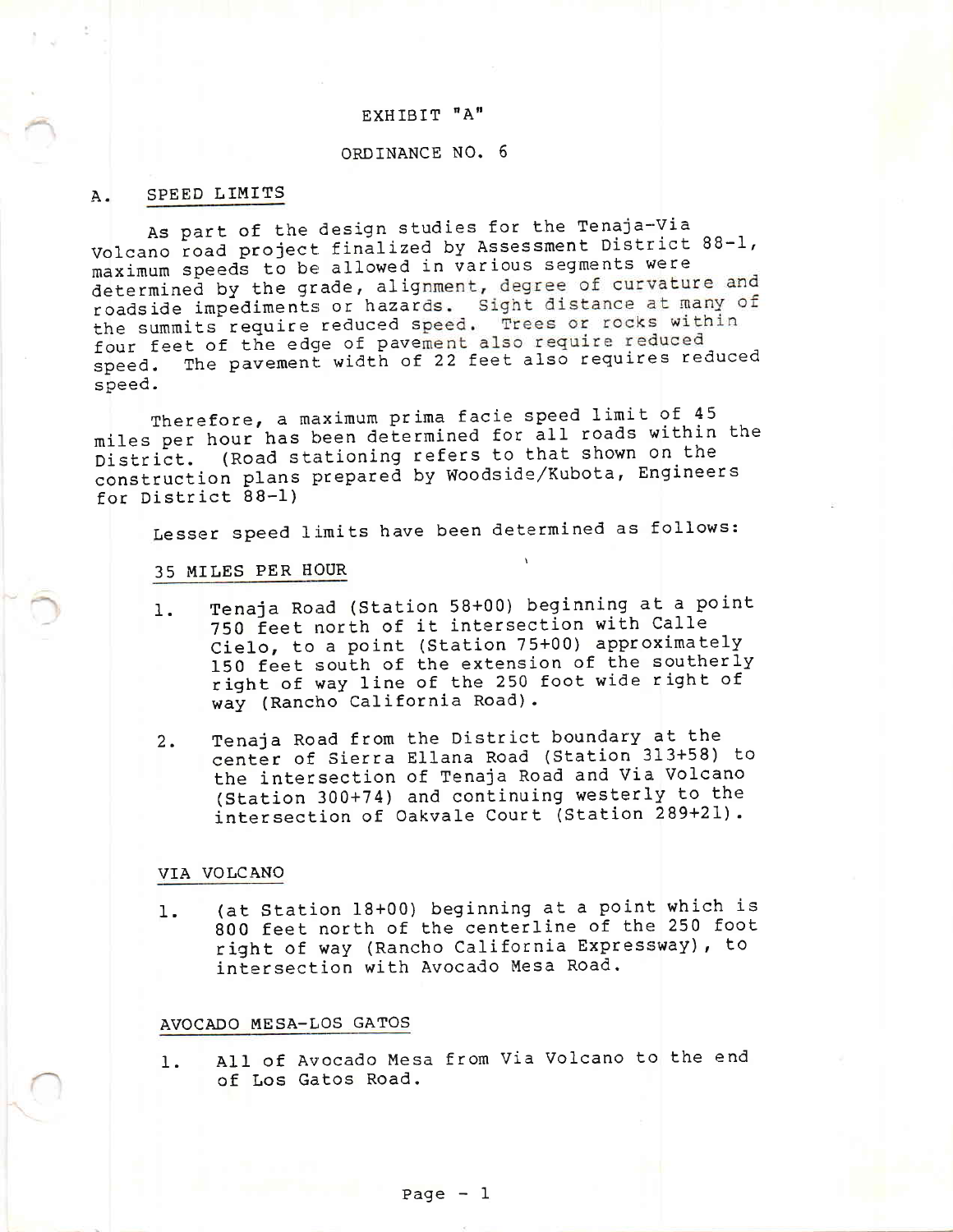EXHIBIT "A"

ORDINANCE NO. 6

## A. SPEED LIMITS

As part of the design studies for the Tenaja-Via Volcano road project finalized by Assessment District 88-1, maximum speeds to be allowed in various segments were determined by the grade, alignment, degree of curvature and roadside impediments or hazards. Sight distance at many of the summits require reduced speed. Trees or rocks within four feet of the edge of pavement also require reduced speed. The pavement width of 22 feet also requires reduced speed.

Therefore, a maximum prima facie speed limit of 45 miles per hour has been determined for all roads within the District. (Road stationing refers to that shown on the construction plans prepared by Woodside/Kubota, Engineers for District 88-1)

Lesser speed limits have been determined as follows:

### 35 MILES PER HOUR

1. Tenaja Road (Station 58+00) beginning at a point 750 feet north of it intersection with Calle Cielo, to a point (Station 75+00) approximately 150 feet south of the extension of the southerly right of way line of the 250 foot wide right of way (Rancho California Road).

2. Tenaja Road from the District boundary at the center of Sierra Ellana Road (Station 313+58) to the intersection of Tenaja Road and Via Volcano (Station 300+74) and continuing westerly to the intersection of Oakvale Court (Station 289+21).

### VIA VOLCANO

1. (at Station 18+00) beginning at a point which is 800 feet north of the centerline of the 250 foot right of way (Rancho California Expressway), to intersection with Avocado Mesa Road.

### AVOCADO MESA-LOS GATOS

1. All of Avocado Mesa from Via Volcano to the end of Los Gatos Road.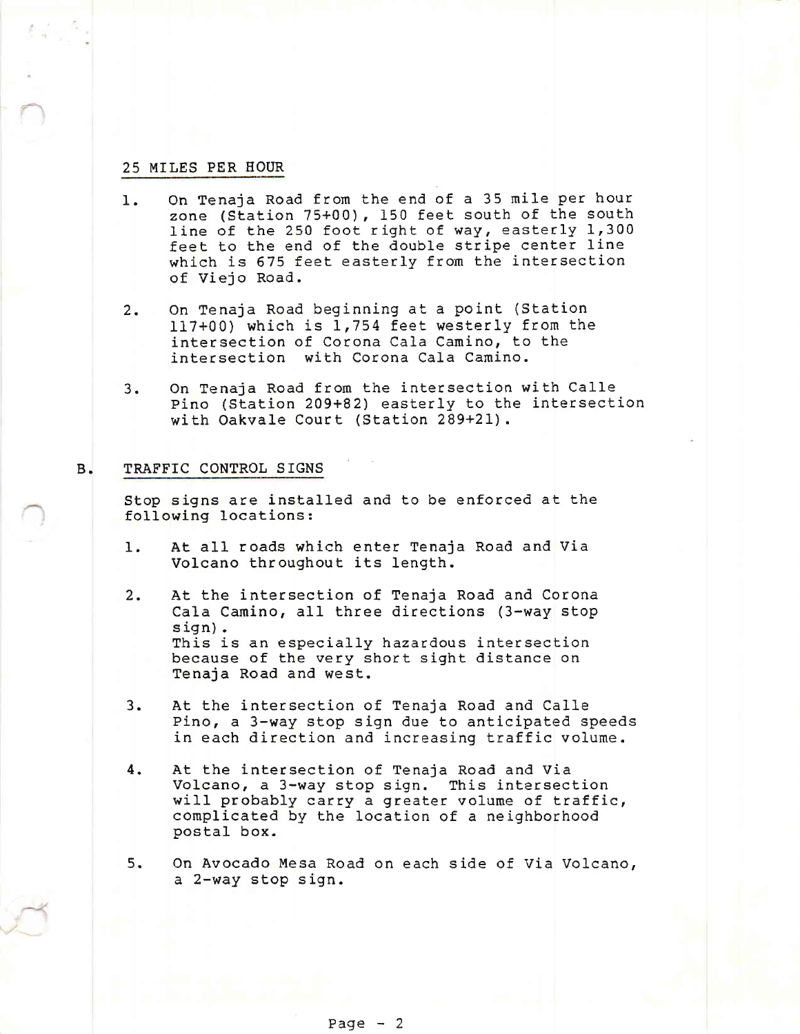### 25 MILES PER HOUR

1. On Tenaja Road from the end of a 35 mile per hour zone (Station 75+00), 150 feet south of the south line of the 250 foot right of way, easterly 1,300 feet to the end of the double stripe center line which is 675 feet easterly from the intersection of Viejo Road.

2. On Tenaja Road beginning at a point (Station 117+00) which is 1,754 feet westerly from the intersection of Corona Cala Camino, to the intersection with Corona Cala Camino.

3. On Tenaja Road from the intersection with Calle Pino (Station 209+82) easterly to the intersection with Oakvale Court (Station 289+21).

## B. TRAFFIC CONTROL SIGNS

Stop signs are installed and to be enforced at the following locations:

1. At all roads which enter Tenaja Road and Via Volcano throughout its length.

2. At the intersection of Tenaja Road and Corona Cala Camino, all three directions (3-way stop sign).
   This is an especially hazardous intersection because of the very short sight distance on Tenaja Road and west.

3. At the intersection of Tenaja Road and Calle Pino, a 3-way stop sign due to anticipated speeds in each direction and increasing traffic volume.

4. At the intersection of Tenaja Road and Via Volcano, a 3-way stop sign. This intersection will probably carry a greater volume of traffic, complicated by the location of a neighborhood postal box.

5. On Avocado Mesa Road on each side of Via Volcano, a 2-way stop sign.